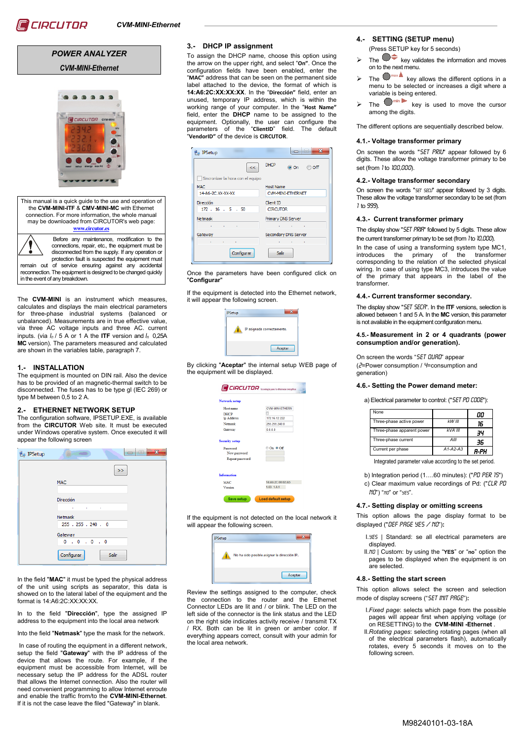# POWER ANALYZER

## CVM-MINI-Ethernet

This manual is a quick guide to the use and operation of the **CVM-MINI-ITF** & **CMV-MINI-MC** with Ethernet connection. For more information, the whole manual may be downloaded from CIRCUTOR's web page: **www.circutor.es**

Before any maintenance, modification to the connections, repair, etc., the equipment must be disconnected from the supply. If any operation or protection fault is suspected the equipment must remain out of service ensuring against any accidental reconnection. The equipment is designed to be changed quickly in the event of any breakdown.

The **CVM-MINI** is an instrument which measures, calculates and displays the main electrical parameters for three-phase industrial systems (balanced or unbalanced). Measurements are in true effective value, via three AC voltage inputs and three AC. current inputs. (via $I_n$ / 5 A or 1 A the **ITF** version and $I_n$ 0,25A **MC** version). The parameters measured and calculated are shown in the variables table, paragraph 7.

## 1.- INSTALLATION

The equipment is mounted on DIN rail. Also the device has to be provided of an magnetic-thermal switch to be disconnected. The fuses has to be type gI (IEC 269) or type M between 0,5 to 2 A.

## 2.- ETHERNET NETWORK SETUP

The configuration software, IPSETUP.EXE, is available from the **CIRCUTOR** Web site. It must be executed under Windows operative system. Once executed it will appear the following screen

In the field "**MAC**" it must be typed the physical address of the unit using scripts as separator, this data is showed on to the lateral label of the equipment and the format is 14:A6:2C:XX:XX:XX.

In to the field "**Dirección**", type the assigned IP address to the equipment into the local area network

Into the field "**Netmask**" type the mask for the network.

In case of routing the equipment in a different network, setup the field "**Gateway**" with the IP address of the device that allows the route. For example, if the equipment must be accessible from Internet, will be necessary setup the IP address for the ADSL router that allows the Internet connection. Also the router will need convenient programming to allow Internet enroute and enable the traffic from/to the **CVM-MINI-Ethernet**. If it is not the case leave the filed "Gateway" in blank.

## 3.- DHCP IP assignment

To assign the DHCP name, choose this option using the arrow on the upper right, and select "**On**". Once the configuration fields have been enabled, enter the "**MAC**" address that can be seen on the permanent side label attached to the equipment, the format of which is **14:A6:2C:XX:XX:XX**. In the "**Dirección**" field, enter an unused, temporary IP address, which is within the working range of your computer. In the "**Host Name**" field, enter the **DHCP** name to be assigned to the equipment. Optionally, the user can configure the parameters of the "**ClientID**" field. The default "**VendorID**" of the device is **CIRCUTOR**.

Once the parameters have been configured click on "**Configurar**"

If the equipment is detected into the Ethernet network, it will appear the following screen.

By clicking "**Aceptar**" the internal setup WEB page of the equipment will be displayed.

If the equipment is not detected on the local network it will appear the following screen.

Review the settings assigned to the computer, check the connection to the router and the Ethernet Connector LEDs are lit and / or blink. The LED on the left side of the connector is the link status and the LED on the right side indicates activity receive / transmit TX / RX. Both can be lit in green or amber color. If everything appears correct, consult with your admin for the local area network

## 4.- SETTING (SETUP menu)

(Press SETUP key for 5 seconds)

- The key validates the information and moves on to the next menu.
- The key allows the different options in a menu to be selected or increases a digit where a variable is being entered.
- The key is used to move the cursor among the digits.

The different options are sequentially described below.

### 4.1.- Voltage transformer primary

On screen the words "SET PRIU" appear followed by 6 digits. These allow the voltage transformer primary to be set (from 1 to 100,000).

### 4.2.- Voltage transformer secondary

On screen the words "SET SECU" appear followed by 3 digits. These allow the voltage transformer secondary to be set (from 1 to 999).

### 4.3.- Current transformer primary

The display show "SET PRIA" followed by 5 digits. These allow the current transformer primary to be set (from 1 to 10,000).

In the case of using a transforming system type MC1, introduces the primary of the transformer corresponding to the relation of the selected physical wiring. In case of using type MC3, introduces the value of the primary that appears in the label of the transformer.

### 4.4.- Current transformer secondary.

The display show "SET SECA". In the **ITF** versions, selection is allowed between 1 and 5 A. In the **MC** version, this parameter is not available in the equipment configuration menu.

### 4.5.- Measurement in 2 or 4 quadrants (power consumption and/or generation).

On screen the words "SET QUAD" appear (2=Power consumption / 4=consumption and generation)

### 4.6.- Setting the Power demand meter:

a) Electrical parameter to control: ("SET PD CODE"):

| None | | 00 |
|---|---|---|
| Three-phase active power | kW III | 16 |
| Three-phase apparent power | kVA III | 34 |
| Three-phase current | AIII | 36 |
| Current per phase | A1-A2-A3 | A-PH |

Integrated parameter value according to the set period.

b) Integration period (1….60 minutes): ("PD PER 15")

c) Clear maximum value recordings of Pd: ("CLR PD NO") "no" or "yes".

### 4.7.- Setting display or omitting screens

This option allows the page display format to be displayed ("DEF PAGE YES / NO"):

I. YES | Standard: se all electrical parameters are displayed.

II. NO | Custom: by using the "**YES**" or "**no**" option the pages to be displayed when the equipment is on are selected.

### 4.8.- Setting the start screen

This option allows select the screen and selection mode of display screens ("SET INIT PAGE"):

I. *Fixed page*: selects which page from the possible pages will appear first when applying voltage (or on RESETTING) to the **CVM-MINI -Ethernet** .

II. *Rotating pages*: selecting rotating pages (when all of the electrical parameters flash), automatically rotates, every 5 seconds it moves on to the following screen.

M98240101-03-18A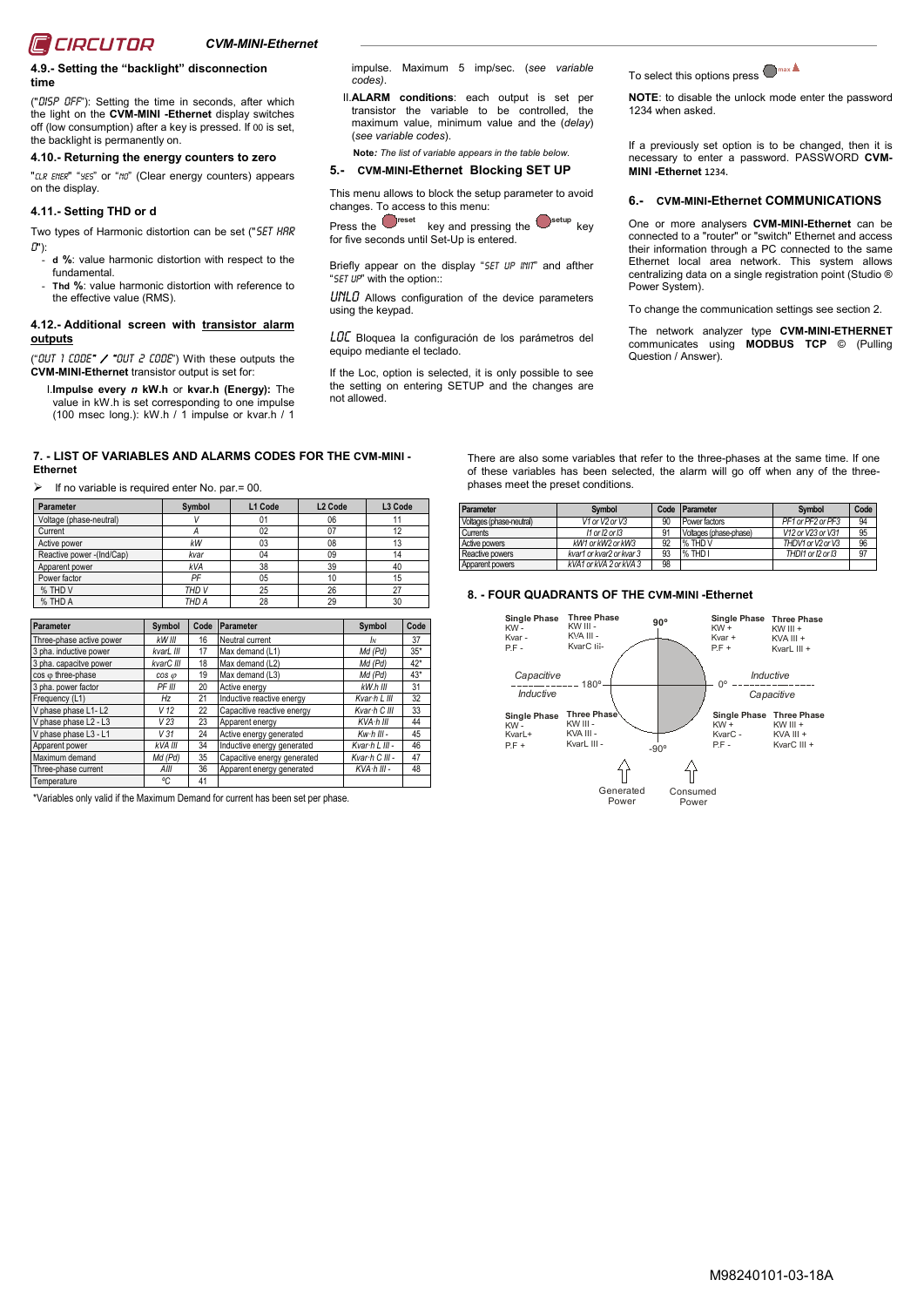#### 4.9.- Setting the "backlight" disconnection time

("DISP OFF"): Setting the time in seconds, after which the light on the **CVM-MINI -Ethernet** display switches off (low consumption) after a key is pressed. If 00 is set, the backlight is permanently on.

#### 4.10.- Returning the energy counters to zero

"CLR ENER" "YES" or "NO" (Clear energy counters) appears on the display.

#### 4.11.- Setting THD or d

Two types of Harmonic distortion can be set ("SET HAR D"):

- **d %**: value harmonic distortion with respect to the fundamental.
- **Thd %**: value harmonic distortion with reference to the effective value (RMS).

#### 4.12.- Additional screen with transistor alarm outputs

("OUT 1 CODE" / "OUT 2 CODE") With these outputs the **CVM-MINI-Ethernet** transistor output is set for:

I. **Impulse every *n* kW.h** or **kvar.h (Energy):** The value in kW.h is set corresponding to one impulse (100 msec long.): kW.h / 1 impulse or kvar.h / 1 impulse. Maximum 5 imp/sec. (*see variable codes)*.

II. **ALARM conditions**: each output is set per transistor the variable to be controlled, the maximum value, minimum value and the (*delay*) (*see variable codes*).

**Note***: The list of variable appears in the table below.*

### 5.- CVM-MINI-Ethernet Blocking SET UP

This menu allows to block the setup parameter to avoid changes. To access to this menu:

Press the reset key and pressing the setup key for five seconds until Set-Up is entered.

Briefly appear on the display "SET UP INIT" and afther "SET UP" with the option::

UNLO Allows configuration of the device parameters using the keypad.

LOC Bloquea la configuración de los parámetros del equipo mediante el teclado.

If the Loc, option is selected, it is only possible to see the setting on entering SETUP and the changes are not allowed.

To select this options press max

**NOTE**: to disable the unlock mode enter the password 1234 when asked.

If a previously set option is to be changed, then it is necessary to enter a password. PASSWORD **CVM-MINI -Ethernet** 1234.

### 6.- CVM-MINI-Ethernet COMMUNICATIONS

One or more analysers **CVM-MINI-Ethernet** can be connected to a "router" or "switch" Ethernet and access their information through a PC connected to the same Ethernet local area network. This system allows centralizing data on a single registration point (Studio ® Power System).

To change the communication settings see section 2.

The network analyzer type **CVM-MINI-ETHERNET** communicates using **MODBUS TCP** © (Pulling Question / Answer).

### 7. - LIST OF VARIABLES AND ALARMS CODES FOR THE CVM-MINI - Ethernet

➢ If no variable is required enter No. par.= 00.

| Parameter | Symbol | L1 Code | L2 Code | L3 Code |
|---|---|---|---|---|
| Voltage (phase-neutral) | V | 01 | 06 | 11 |
| Current | A | 02 | 07 | 12 |
| Active power | kW | 03 | 08 | 13 |
| Reactive power -(Ind/Cap) | kvar | 04 | 09 | 14 |
| Apparent power | kVA | 38 | 39 | 40 |
| Power factor | PF | 05 | 10 | 15 |
| % THD V | THD V | 25 | 26 | 27 |
| % THD A | THD A | 28 | 29 | 30 |

| Parameter | Symbol | Code | Parameter | Symbol | Code |
|---|---|---|---|---|---|
| Three-phase active power | kW III | 16 | Neutral current | $I_N$ | 37 |
| 3 pha. inductive power | kvarL III | 17 | Max demand (L1) | Md (Pd) | 35* |
| 3 pha. capacitve power | kvarC III | 18 | Max demand (L2) | Md (Pd) | 42* |
| cos φ three-phase | cos φ | 19 | Max demand (L3) | Md (Pd) | 43* |
| 3 pha. power factor | PF III | 20 | Active energy | kW.h III | 31 |
| Frequency (L1) | Hz | 21 | Inductive reactive energy | Kvar·h L III | 32 |
| V phase phase L1- L2 | V 12 | 22 | Capacitive reactive energy | Kvar·h C III | 33 |
| V phase phase L2 - L3 | V 23 | 23 | Apparent energy | KVA·h III | 44 |
| V phase phase L3 - L1 | V 31 | 24 | Active energy generated | Kw·h III - | 45 |
| Apparent power | kVA III | 34 | Inductive energy generated | Kvar·h L III - | 46 |
| Maximum demand | Md (Pd) | 35 | Capacitive energy generated | Kvar·h C III - | 47 |
| Three-phase current | AIII | 36 | Apparent energy generated | KVA·h III - | 48 |
| Temperature | ºC | 41 | | | |

*Variables only valid if the Maximum Demand for current has been set per phase.

There are also some variables that refer to the three-phases at the same time. If one of these variables has been selected, the alarm will go off when any of the three-phases meet the preset conditions.

| Parameter | Symbol | Code | Parameter | Symbol | Code |
|---|---|---|---|---|---|
| Voltages (phase-neutral) | V1 or V2 or V3 | 90 | Power factors | PF1 or PF2 or PF3 | 94 |
| Currents | I1 or I2 or I3 | 91 | Voltages (phase-phase) | V12 or V23 or V31 | 95 |
| Active powers | kW1 or kW2 or kW3 | 92 | % THD V | THDV1 or V2 or V3 | 96 |
| Reactive powers | kvar1 or kvar2 or kvar 3 | 93 | % THD I | THDI1 or I2 or I3 | 97 |
| Apparent powers | kVA1 or kVA 2 or kVA 3 | 98 | | | |

### 8. - FOUR QUADRANTS OF THE CVM-MINI -Ethernet

| | Single Phase | Three Phase | | Single Phase | Three Phase |
|---|---|---|---|---|---|
| 90º – 180º (Capacitive) | KW - <br> Kvar - <br> P.F - | KW III - <br> KVA III - <br> KvarC III- | 0º – 90º (Inductive) | KW + <br> Kvar + <br> P.F + | KW III + <br> KVA III + <br> KvarL III + |
| 180º – -90º (Inductive) | KW - <br> KvarL+ <br> P.F + | KW III - <br> KVA III - <br> KvarL III - | 0º – -90º (Capacitive) | KW + <br> KvarC - <br> P.F - | KW III + <br> KVA III + <br> KvarC III + |

Generated Power &nbsp;&nbsp;&nbsp; Consumed Power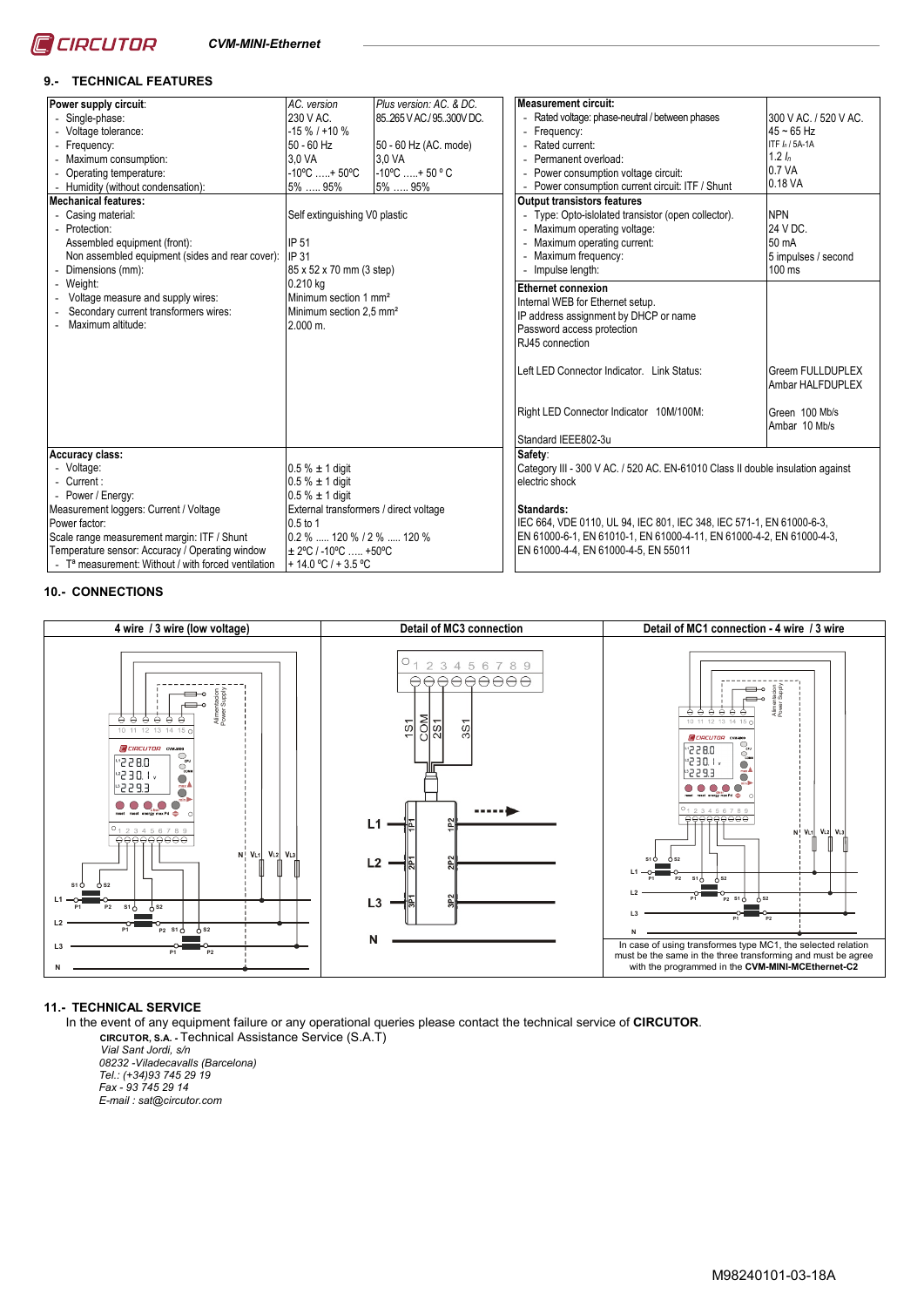## 9.- TECHNICAL FEATURES

| Power supply circuit: | AC. version | Plus version: AC. & DC. |
|---|---|---|
| - Single-phase: | 230 V AC. | 85..265 V AC / 95..300V DC. |
| - Voltage tolerance: | -15 % / +10 % | |
| - Frequency: | 50 - 60 Hz | 50 - 60 Hz (AC. mode) |
| - Maximum consumption: | 3,0 VA | 3,0 VA |
| - Operating temperature: | -10ºC …..+ 50ºC | -10ºC …..+ 50 º C |
| - Humidity (without condensation): | 5% ….. 95% | 5% ….. 95% |
| **Mechanical features:** | | |
| - Casing material: | Self extinguishing V0 plastic | |
| - Protection: | | |
| Assembled equipment (front): | IP 51 | |
| Non assembled equipment (sides and rear cover): | IP 31 | |
| - Dimensions (mm): | 85 x 52 x 70 mm (3 step) | |
| - Weight: | 0.210 kg | |
| - Voltage measure and supply wires: | Minimum section 1 mm² | |
| - Secondary current transformers wires: | Minimum section 2,5 mm² | |
| - Maximum altitude: | 2.000 m. | |
| **Accuracy class:** | | |
| - Voltage: | 0.5 % ± 1 digit | |
| - Current : | 0.5 % ± 1 digit | |
| - Power / Energy: | 0.5 % ± 1 digit | |
| Measurement loggers: Current / Voltage | External transformers / direct voltage | |
| Power factor: | 0.5 to 1 | |
| Scale range measurement margin: ITF / Shunt | 0.2 % ….. 120 % / 2 % ….. 120 % | |
| Temperature sensor: Accuracy / Operating window | ± 2ºC / -10ºC ….. +50ºC | |
| - Tª measurement: Without / with forced ventilation | + 14.0 ºC / + 3.5 ºC | |

| Measurement circuit: | |
|---|---|
| - Rated voltage: phase-neutral / between phases | 300 V AC. / 520 V AC. |
| - Frequency: | 45 ~ 65 Hz |
| - Rated current: | ITF $I_n$ / 5A-1A |
| - Permanent overload: | 1.2 $I_n$ |
| - Power consumption voltage circuit: | 0.7 VA |
| - Power consumption current circuit: ITF / Shunt | 0.18 VA |
| **Output transistors features** | |
| - Type: Opto-isolated transistor (open collector). | NPN |
| - Maximum operating voltage: | 24 V DC. |
| - Maximum operating current: | 50 mA |
| - Maximum frequency: | 5 impulses / second |
| - Impulse length: | 100 ms |
| **Ethernet connexion** | |
| Internal WEB for Ethernet setup. | |
| IP address assignment by DHCP or name | |
| Password access protection | |
| RJ45 connection | |
| Left LED Connector Indicator. Link Status: | Greem FULLDUPLEX<br>Ambar HALFDUPLEX |
| Right LED Connector Indicator 10M/100M: | Green 100 Mb/s<br>Ambar 10 Mb/s |
| Standard IEEE802-3u | |

**Safety**:
Category III - 300 V AC. / 520 AC. EN-61010 Class II double insulation against electric shock

**Standards:**
IEC 664, VDE 0110, UL 94, IEC 801, IEC 348, IEC 571-1, EN 61000-6-3, EN 61000-6-1, EN 61010-1, EN 61000-4-11, EN 61000-4-2, EN 61000-4-3, EN 61000-4-4, EN 61000-4-5, EN 55011

## 10.- CONNECTIONS

| 4 wire / 3 wire (low voltage) | Detail of MC3 connection | Detail of MC1 connection - 4 wire / 3 wire |
|---|---|---|

In case of using transformes type MC1, the selected relation must be the same in the three transforming and must be agree with the programmed in the **CVM-MINI-MCEthernet-C2**

## 11.- TECHNICAL SERVICE

In the event of any equipment failure or any operational queries please contact the technical service of **CIRCUTOR**.

**CIRCUTOR, S.A.** - Technical Assistance Service (S.A.T)
*Vial Sant Jordi, s/n*
*08232 -Viladecavalls (Barcelona)*
*Tel.: (+34)93 745 29 19*
*Fax - 93 745 29 14*
*E-mail : sat@circutor.com*

M98240101-03-18A